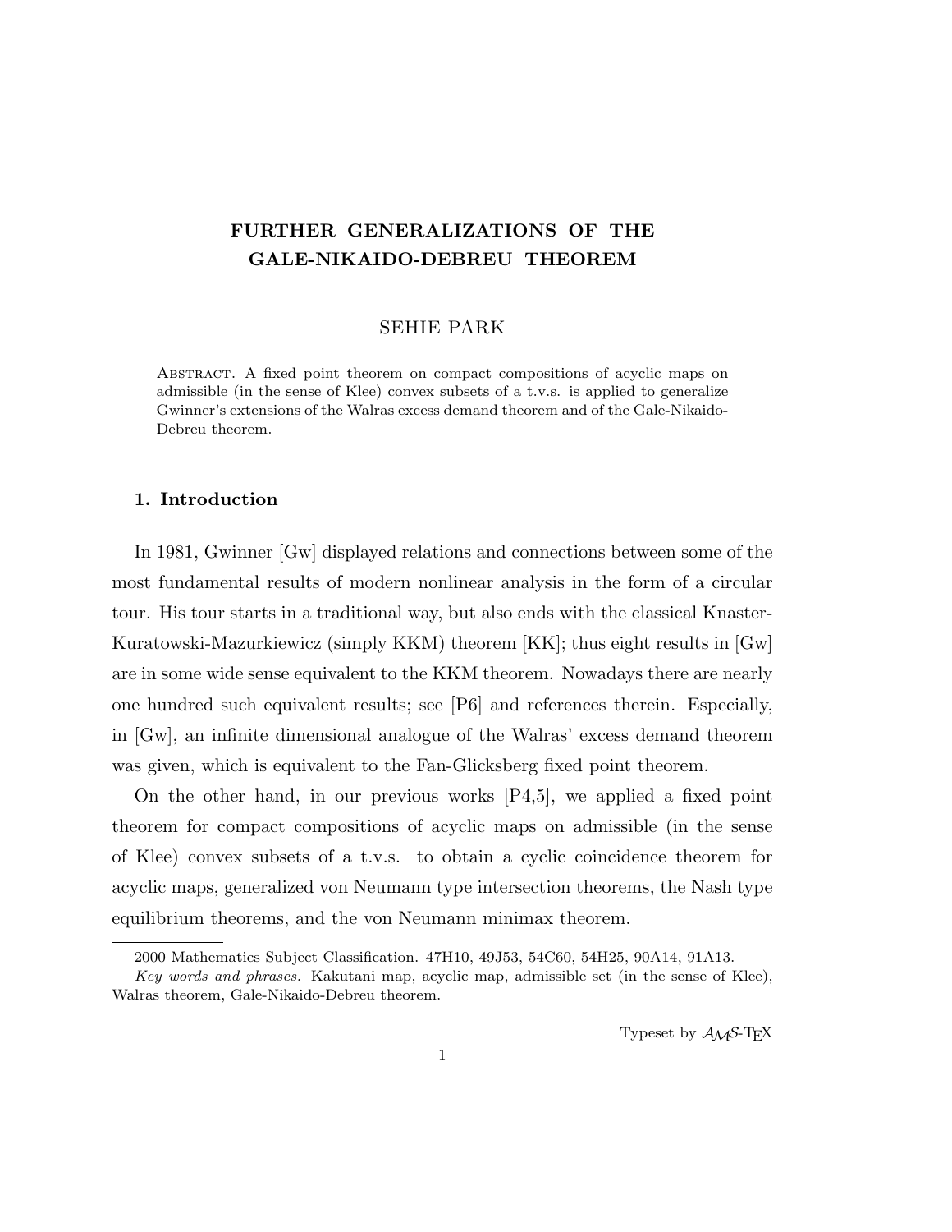# FURTHER GENERALIZATIONS OF THE GALE-NIKAIDO-DEBREU THEOREM

SEHIE PARK

Abstract. A fixed point theorem on compact compositions of acyclic maps on admissible (in the sense of Klee) convex subsets of a t.v.s. is applied to generalize Gwinner's extensions of the Walras excess demand theorem and of the Gale-Nikaido-Debreu theorem.

## 1. Introduction

In 1981, Gwinner [Gw] displayed relations and connections between some of the most fundamental results of modern nonlinear analysis in the form of a circular tour. His tour starts in a traditional way, but also ends with the classical Knaster-Kuratowski-Mazurkiewicz (simply KKM) theorem [KK]; thus eight results in [Gw] are in some wide sense equivalent to the KKM theorem. Nowadays there are nearly one hundred such equivalent results; see [P6] and references therein. Especially, in [Gw], an infinite dimensional analogue of the Walras' excess demand theorem was given, which is equivalent to the Fan-Glicksberg fixed point theorem.

On the other hand, in our previous works [P4,5], we applied a fixed point theorem for compact compositions of acyclic maps on admissible (in the sense of Klee) convex subsets of a t.v.s. to obtain a cyclic coincidence theorem for acyclic maps, generalized von Neumann type intersection theorems, the Nash type equilibrium theorems, and the von Neumann minimax theorem.

2000 Mathematics Subject Classification. 47H10, 49J53, 54C60, 54H25, 90A14, 91A13.

*Key words and phrases.* Kakutani map, acyclic map, admissible set (in the sense of Klee), Walras theorem, Gale-Nikaido-Debreu theorem.

Typeset by $\mathcal{AMS}$-TEX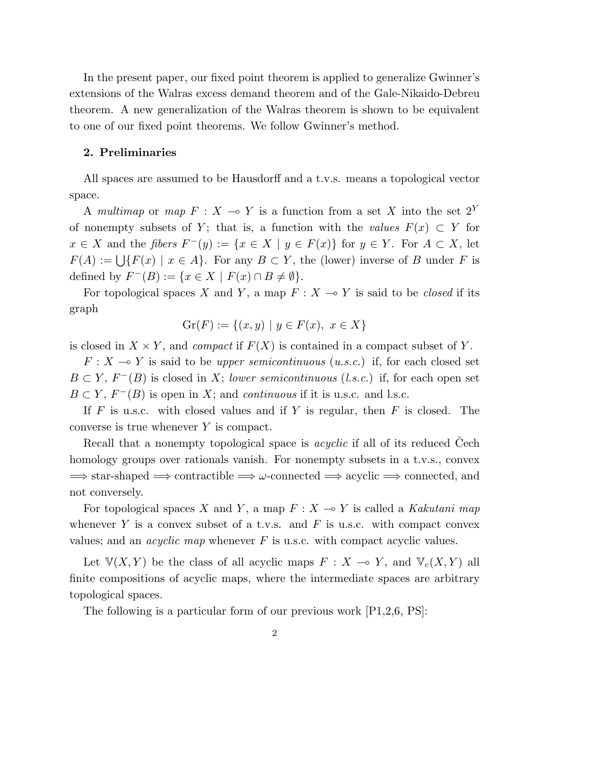In the present paper, our fixed point theorem is applied to generalize Gwinner's extensions of the Walras excess demand theorem and of the Gale-Nikaido-Debreu theorem. A new generalization of the Walras theorem is shown to be equivalent to one of our fixed point theorems. We follow Gwinner's method.

## 2. Preliminaries

All spaces are assumed to be Hausdorff and a t.v.s. means a topological vector space.

A *multimap* or *map* $F : X \multimap Y$ is a function from a set $X$ into the set $2^Y$ of nonempty subsets of $Y$; that is, a function with the *values* $F(x) \subset Y$ for $x \in X$ and the *fibers* $F^-(y) := \{x \in X \mid y \in F(x)\}$ for $y \in Y$. For $A \subset X$, let $F(A) := \bigcup\{F(x) \mid x \in A\}$. For any $B \subset Y$, the (lower) inverse of $B$ under $F$ is defined by $F^-(B) := \{x \in X \mid F(x) \cap B \neq \emptyset\}$.

For topological spaces $X$ and $Y$, a map $F : X \multimap Y$ is said to be *closed* if its graph

$$\mathrm{Gr}(F) := \{(x, y) \mid y \in F(x),\ x \in X\}$$

is closed in $X \times Y$, and *compact* if $F(X)$ is contained in a compact subset of $Y$.

$F : X \multimap Y$ is said to be *upper semicontinuous* (*u.s.c.*) if, for each closed set $B \subset Y$, $F^-(B)$ is closed in $X$; *lower semicontinuous* (*l.s.c.*) if, for each open set $B \subset Y$, $F^-(B)$ is open in $X$; and *continuous* if it is u.s.c. and l.s.c.

If $F$ is u.s.c. with closed values and if $Y$ is regular, then $F$ is closed. The converse is true whenever $Y$ is compact.

Recall that a nonempty topological space is *acyclic* if all of its reduced Čech homology groups over rationals vanish. For nonempty subsets in a t.v.s., convex $\Longrightarrow$ star-shaped $\Longrightarrow$ contractible $\Longrightarrow$ $\omega$-connected $\Longrightarrow$ acyclic $\Longrightarrow$ connected, and not conversely.

For topological spaces $X$ and $Y$, a map $F : X \multimap Y$ is called a *Kakutani map* whenever $Y$ is a convex subset of a t.v.s. and $F$ is u.s.c. with compact convex values; and an *acyclic map* whenever $F$ is u.s.c. with compact acyclic values.

Let $\mathbb{V}(X, Y)$ be the class of all acyclic maps $F : X \multimap Y$, and $\mathbb{V}_c(X, Y)$ all finite compositions of acyclic maps, where the intermediate spaces are arbitrary topological spaces.

The following is a particular form of our previous work [P1,2,6, PS]: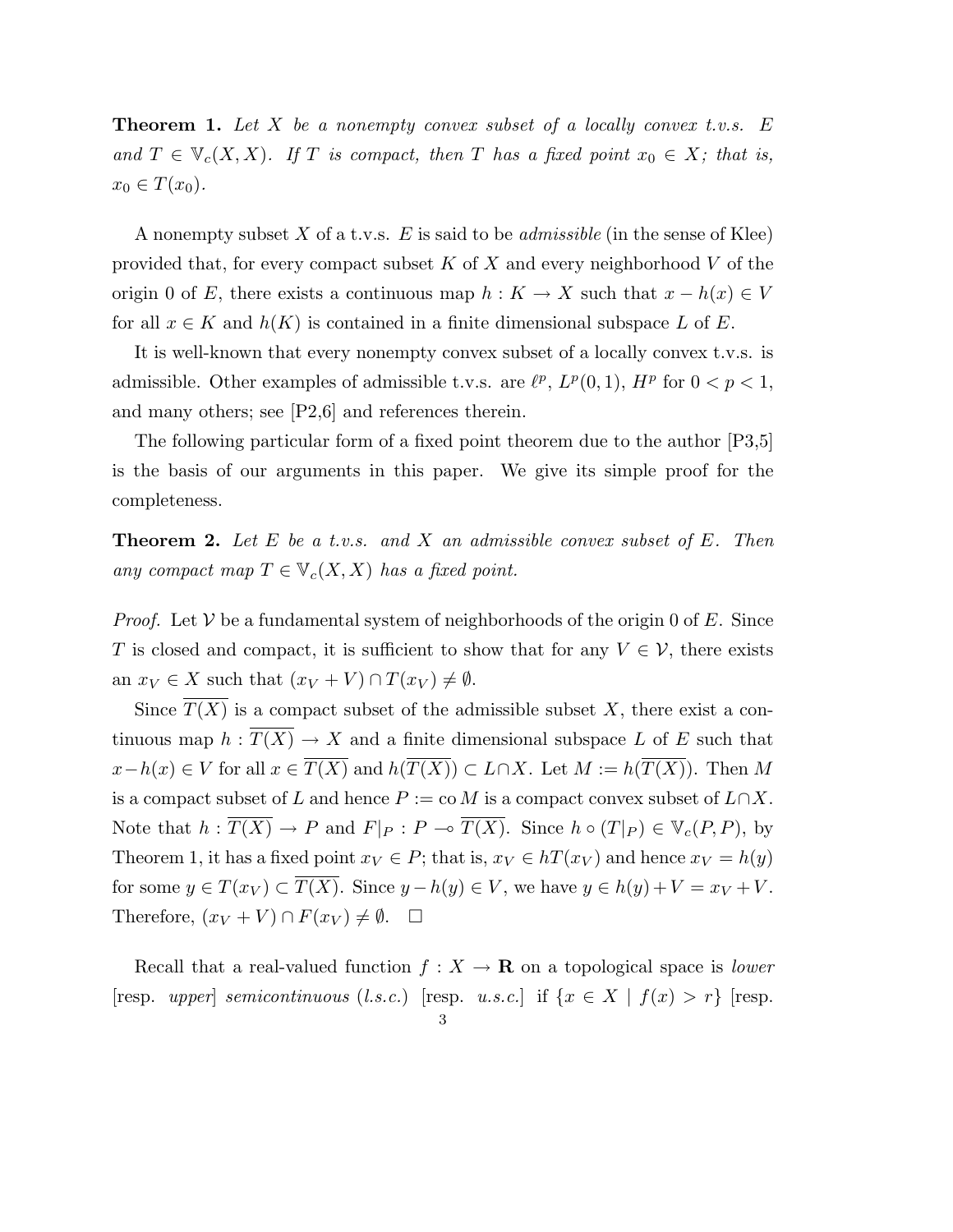**Theorem 1.** *Let $X$ be a nonempty convex subset of a locally convex t.v.s. $E$ and $T \in \mathbb{V}_c(X, X)$. If $T$ is compact, then $T$ has a fixed point $x_0 \in X$; that is, $x_0 \in T(x_0)$.*

A nonempty subset $X$ of a t.v.s. $E$ is said to be *admissible* (in the sense of Klee) provided that, for every compact subset $K$ of $X$ and every neighborhood $V$ of the origin 0 of $E$, there exists a continuous map $h : K \to X$ such that $x - h(x) \in V$ for all $x \in K$ and $h(K)$ is contained in a finite dimensional subspace $L$ of $E$.

It is well-known that every nonempty convex subset of a locally convex t.v.s. is admissible. Other examples of admissible t.v.s. are $\ell^p$, $L^p(0, 1)$, $H^p$ for $0 < p < 1$, and many others; see [P2,6] and references therein.

The following particular form of a fixed point theorem due to the author [P3,5] is the basis of our arguments in this paper. We give its simple proof for the completeness.

**Theorem 2.** *Let $E$ be a t.v.s. and $X$ an admissible convex subset of $E$. Then any compact map $T \in \mathbb{V}_c(X, X)$ has a fixed point.*

*Proof.* Let $\mathcal{V}$ be a fundamental system of neighborhoods of the origin 0 of $E$. Since $T$ is closed and compact, it is sufficient to show that for any $V \in \mathcal{V}$, there exists an $x_V \in X$ such that $(x_V + V) \cap T(x_V) \neq \emptyset$.

Since $\overline{T(X)}$ is a compact subset of the admissible subset $X$, there exist a continuous map $h : \overline{T(X)} \to X$ and a finite dimensional subspace $L$ of $E$ such that $x - h(x) \in V$ for all $x \in \overline{T(X)}$ and $h(\overline{T(X)}) \subset L \cap X$. Let $M := h(\overline{T(X)})$. Then $M$ is a compact subset of $L$ and hence $P := \operatorname{co} M$ is a compact convex subset of $L \cap X$. Note that $h : \overline{T(X)} \to P$ and $F|_P : P \multimap \overline{T(X)}$. Since $h \circ (T|_P) \in \mathbb{V}_c(P, P)$, by Theorem 1, it has a fixed point $x_V \in P$; that is, $x_V \in hT(x_V)$ and hence $x_V = h(y)$ for some $y \in T(x_V) \subset \overline{T(X)}$. Since $y - h(y) \in V$, we have $y \in h(y) + V = x_V + V$. Therefore, $(x_V + V) \cap F(x_V) \neq \emptyset$. $\square$

Recall that a real-valued function $f : X \to \mathbf{R}$ on a topological space is *lower* [resp. *upper*] *semicontinuous* (*l.s.c.*) [resp. *u.s.c.*] if $\{x \in X \mid f(x) > r\}$ [resp.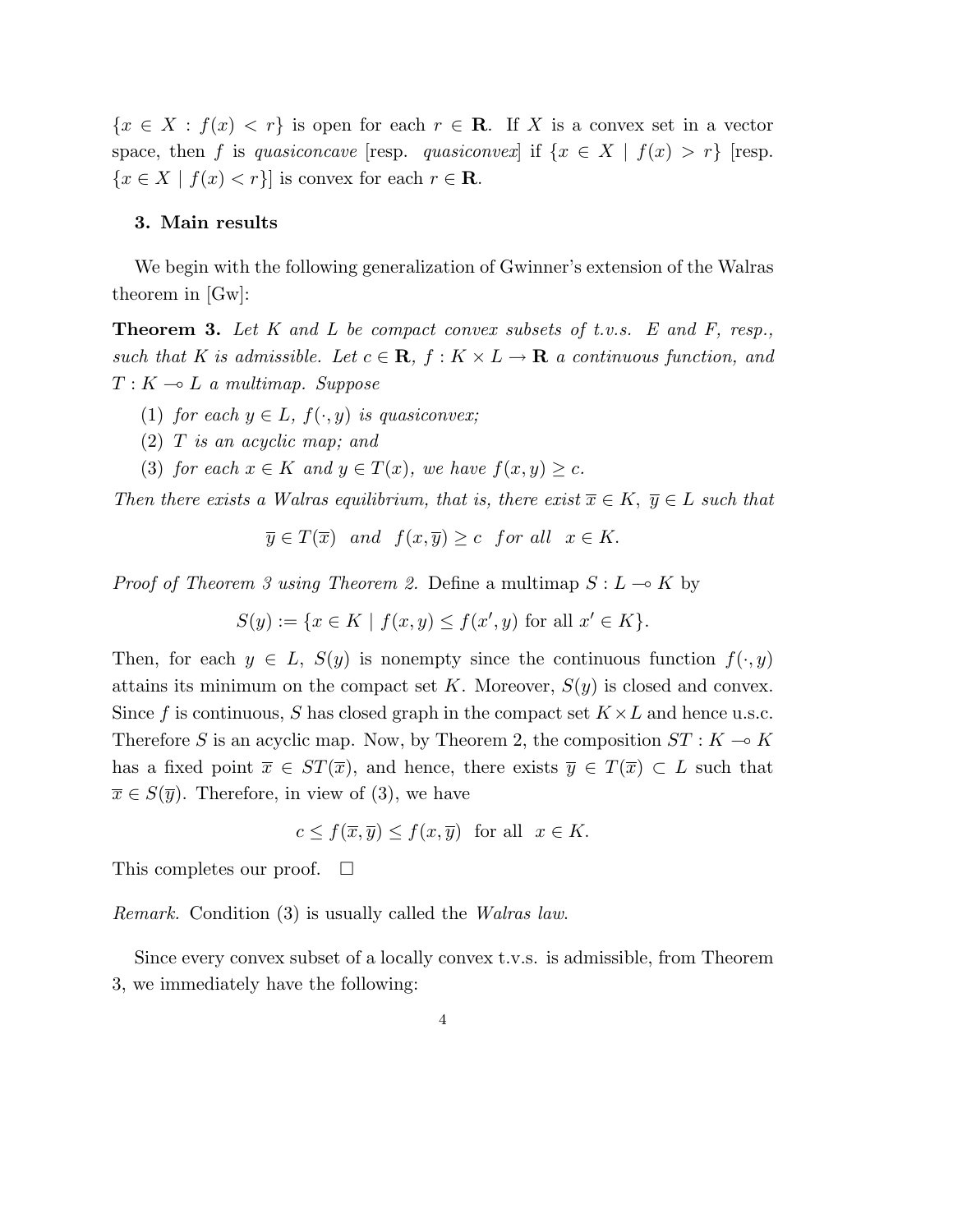$\{x \in X : f(x) < r\}$ is open for each $r \in \mathbf{R}$. If $X$ is a convex set in a vector space, then $f$ is *quasiconcave* [resp. *quasiconvex*] if $\{x \in X \mid f(x) > r\}$ [resp. $\{x \in X \mid f(x) < r\}$] is convex for each $r \in \mathbf{R}$.

## 3. Main results

We begin with the following generalization of Gwinner's extension of the Walras theorem in [Gw]:

**Theorem 3.** *Let $K$ and $L$ be compact convex subsets of t.v.s. $E$ and $F$, resp., such that $K$ is admissible. Let $c \in \mathbf{R}$, $f : K \times L \to \mathbf{R}$ a continuous function, and $T : K \multimap L$ a multimap. Suppose*

1. *for each $y \in L$, $f(\cdot, y)$ is quasiconvex;*
2. *$T$ is an acyclic map; and*
3. *for each $x \in K$ and $y \in T(x)$, we have $f(x, y) \geq c$.*

*Then there exists a Walras equilibrium, that is, there exist $\overline{x} \in K$, $\overline{y} \in L$ such that*

$$\overline{y} \in T(\overline{x}) \quad and \quad f(x, \overline{y}) \geq c \quad for\ all \quad x \in K.$$

*Proof of Theorem 3 using Theorem 2.* Define a multimap $S : L \multimap K$ by

$$S(y) := \{x \in K \mid f(x, y) \leq f(x', y) \text{ for all } x' \in K\}.$$

Then, for each $y \in L$, $S(y)$ is nonempty since the continuous function $f(\cdot, y)$ attains its minimum on the compact set $K$. Moreover, $S(y)$ is closed and convex. Since $f$ is continuous, $S$ has closed graph in the compact set $K \times L$ and hence u.s.c. Therefore $S$ is an acyclic map. Now, by Theorem 2, the composition $ST : K \multimap K$ has a fixed point $\overline{x} \in ST(\overline{x})$, and hence, there exists $\overline{y} \in T(\overline{x}) \subset L$ such that $\overline{x} \in S(\overline{y})$. Therefore, in view of (3), we have

$$c \leq f(\overline{x}, \overline{y}) \leq f(x, \overline{y}) \quad \text{for all} \quad x \in K.$$

This completes our proof. □

*Remark.* Condition (3) is usually called the *Walras law*.

Since every convex subset of a locally convex t.v.s. is admissible, from Theorem 3, we immediately have the following: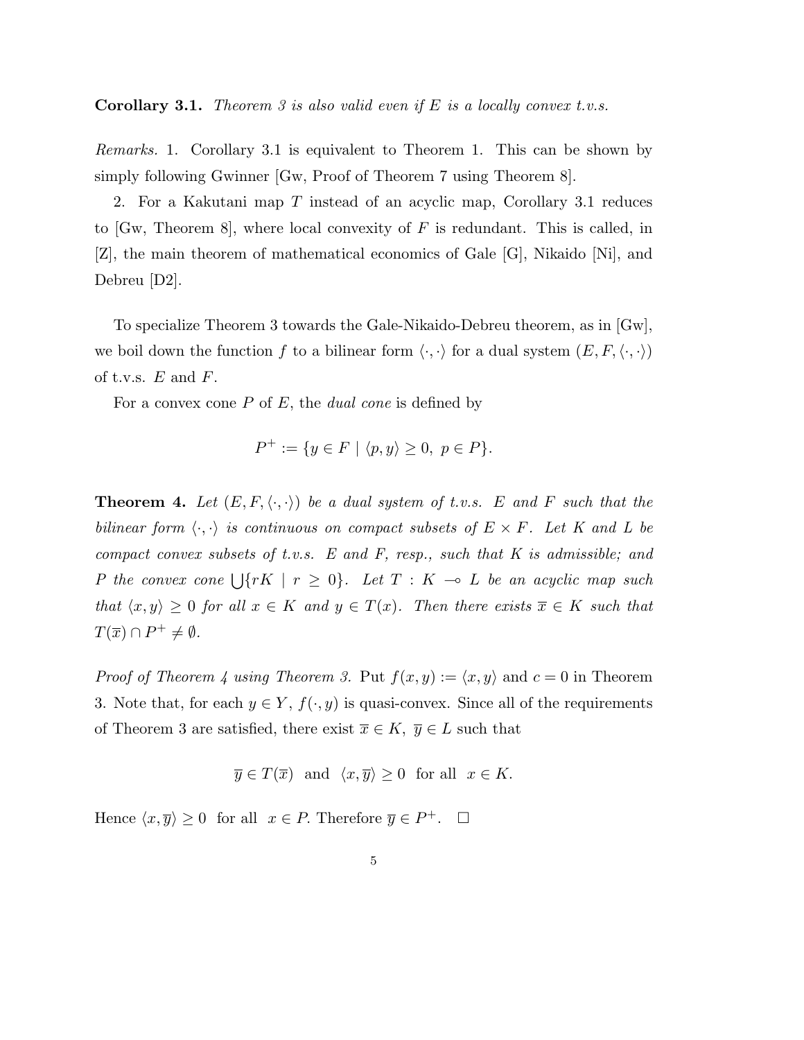**Corollary 3.1.** *Theorem 3 is also valid even if $E$ is a locally convex t.v.s.*

*Remarks.* 1. Corollary 3.1 is equivalent to Theorem 1. This can be shown by simply following Gwinner [Gw, Proof of Theorem 7 using Theorem 8].

2. For a Kakutani map $T$ instead of an acyclic map, Corollary 3.1 reduces to [Gw, Theorem 8], where local convexity of $F$ is redundant. This is called, in [Z], the main theorem of mathematical economics of Gale [G], Nikaido [Ni], and Debreu [D2].

To specialize Theorem 3 towards the Gale-Nikaido-Debreu theorem, as in [Gw], we boil down the function $f$ to a bilinear form $\langle \cdot, \cdot \rangle$ for a dual system $(E, F, \langle \cdot, \cdot \rangle)$ of t.v.s. $E$ and $F$.

For a convex cone $P$ of $E$, the *dual cone* is defined by

$$P^+ := \{y \in F \mid \langle p, y \rangle \geq 0, \ p \in P\}.$$

**Theorem 4.** *Let $(E, F, \langle \cdot, \cdot \rangle)$ be a dual system of t.v.s. $E$ and $F$ such that the bilinear form $\langle \cdot, \cdot \rangle$ is continuous on compact subsets of $E \times F$. Let $K$ and $L$ be compact convex subsets of t.v.s. $E$ and $F$, resp., such that $K$ is admissible; and $P$ the convex cone $\bigcup\{rK \mid r \geq 0\}$. Let $T : K \multimap L$ be an acyclic map such that $\langle x, y \rangle \geq 0$ for all $x \in K$ and $y \in T(x)$. Then there exists $\overline{x} \in K$ such that $T(\overline{x}) \cap P^+ \neq \emptyset$.*

*Proof of Theorem 4 using Theorem 3.* Put $f(x, y) := \langle x, y \rangle$ and $c = 0$ in Theorem 3. Note that, for each $y \in Y$, $f(\cdot, y)$ is quasi-convex. Since all of the requirements of Theorem 3 are satisfied, there exist $\overline{x} \in K, \ \overline{y} \in L$ such that

$$\overline{y} \in T(\overline{x}) \ \text{ and } \ \langle x, \overline{y} \rangle \geq 0 \ \text{ for all } \ x \in K.$$

Hence $\langle x, \overline{y} \rangle \geq 0$ for all $x \in P$. Therefore $\overline{y} \in P^+$. $\square$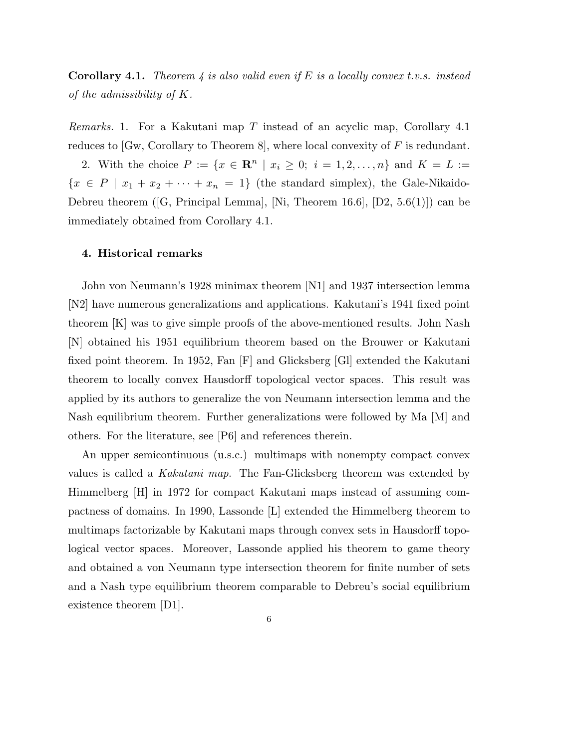**Corollary 4.1.** *Theorem 4 is also valid even if $E$ is a locally convex t.v.s. instead of the admissibility of $K$.*

*Remarks.* 1. For a Kakutani map $T$ instead of an acyclic map, Corollary 4.1 reduces to [Gw, Corollary to Theorem 8], where local convexity of $F$ is redundant.

2. With the choice $P := \{x \in \mathbf{R}^n \mid x_i \geq 0;\ i = 1, 2, \ldots, n\}$ and $K = L := \{x \in P \mid x_1 + x_2 + \cdots + x_n = 1\}$ (the standard simplex), the Gale-Nikaido-Debreu theorem ([G, Principal Lemma], [Ni, Theorem 16.6], [D2, 5.6(1)]) can be immediately obtained from Corollary 4.1.

## 4. Historical remarks

John von Neumann's 1928 minimax theorem [N1] and 1937 intersection lemma [N2] have numerous generalizations and applications. Kakutani's 1941 fixed point theorem [K] was to give simple proofs of the above-mentioned results. John Nash [N] obtained his 1951 equilibrium theorem based on the Brouwer or Kakutani fixed point theorem. In 1952, Fan [F] and Glicksberg [Gl] extended the Kakutani theorem to locally convex Hausdorff topological vector spaces. This result was applied by its authors to generalize the von Neumann intersection lemma and the Nash equilibrium theorem. Further generalizations were followed by Ma [M] and others. For the literature, see [P6] and references therein.

An upper semicontinuous (u.s.c.) multimaps with nonempty compact convex values is called a *Kakutani map*. The Fan-Glicksberg theorem was extended by Himmelberg [H] in 1972 for compact Kakutani maps instead of assuming compactness of domains. In 1990, Lassonde [L] extended the Himmelberg theorem to multimaps factorizable by Kakutani maps through convex sets in Hausdorff topological vector spaces. Moreover, Lassonde applied his theorem to game theory and obtained a von Neumann type intersection theorem for finite number of sets and a Nash type equilibrium theorem comparable to Debreu's social equilibrium existence theorem [D1].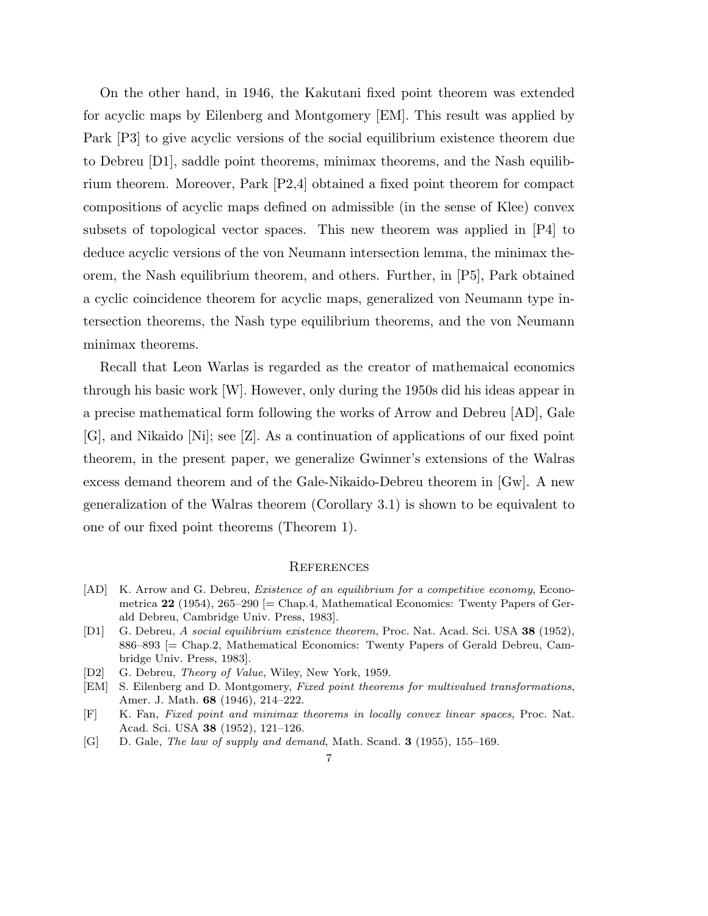On the other hand, in 1946, the Kakutani fixed point theorem was extended for acyclic maps by Eilenberg and Montgomery [EM]. This result was applied by Park [P3] to give acyclic versions of the social equilibrium existence theorem due to Debreu [D1], saddle point theorems, minimax theorems, and the Nash equilibrium theorem. Moreover, Park [P2,4] obtained a fixed point theorem for compact compositions of acyclic maps defined on admissible (in the sense of Klee) convex subsets of topological vector spaces. This new theorem was applied in [P4] to deduce acyclic versions of the von Neumann intersection lemma, the minimax theorem, the Nash equilibrium theorem, and others. Further, in [P5], Park obtained a cyclic coincidence theorem for acyclic maps, generalized von Neumann type intersection theorems, the Nash type equilibrium theorems, and the von Neumann minimax theorems.

Recall that Leon Warlas is regarded as the creator of mathemaical economics through his basic work [W]. However, only during the 1950s did his ideas appear in a precise mathematical form following the works of Arrow and Debreu [AD], Gale [G], and Nikaido [Ni]; see [Z]. As a continuation of applications of our fixed point theorem, in the present paper, we generalize Gwinner's extensions of the Walras excess demand theorem and of the Gale-Nikaido-Debreu theorem in [Gw]. A new generalization of the Walras theorem (Corollary 3.1) is shown to be equivalent to one of our fixed point theorems (Theorem 1).

## References

- [AD] K. Arrow and G. Debreu, *Existence of an equilibrium for a competitive economy*, Econometrica **22** (1954), 265–290 [= Chap.4, Mathematical Economics: Twenty Papers of Gerald Debreu, Cambridge Univ. Press, 1983].
- [D1] G. Debreu, *A social equilibrium existence theorem*, Proc. Nat. Acad. Sci. USA **38** (1952), 886–893 [= Chap.2, Mathematical Economics: Twenty Papers of Gerald Debreu, Cambridge Univ. Press, 1983].
- [D2] G. Debreu, *Theory of Value*, Wiley, New York, 1959.
- [EM] S. Eilenberg and D. Montgomery, *Fixed point theorems for multivalued transformations*, Amer. J. Math. **68** (1946), 214–222.
- [F] K. Fan, *Fixed point and minimax theorems in locally convex linear spaces*, Proc. Nat. Acad. Sci. USA **38** (1952), 121–126.
- [G] D. Gale, *The law of supply and demand*, Math. Scand. **3** (1955), 155–169.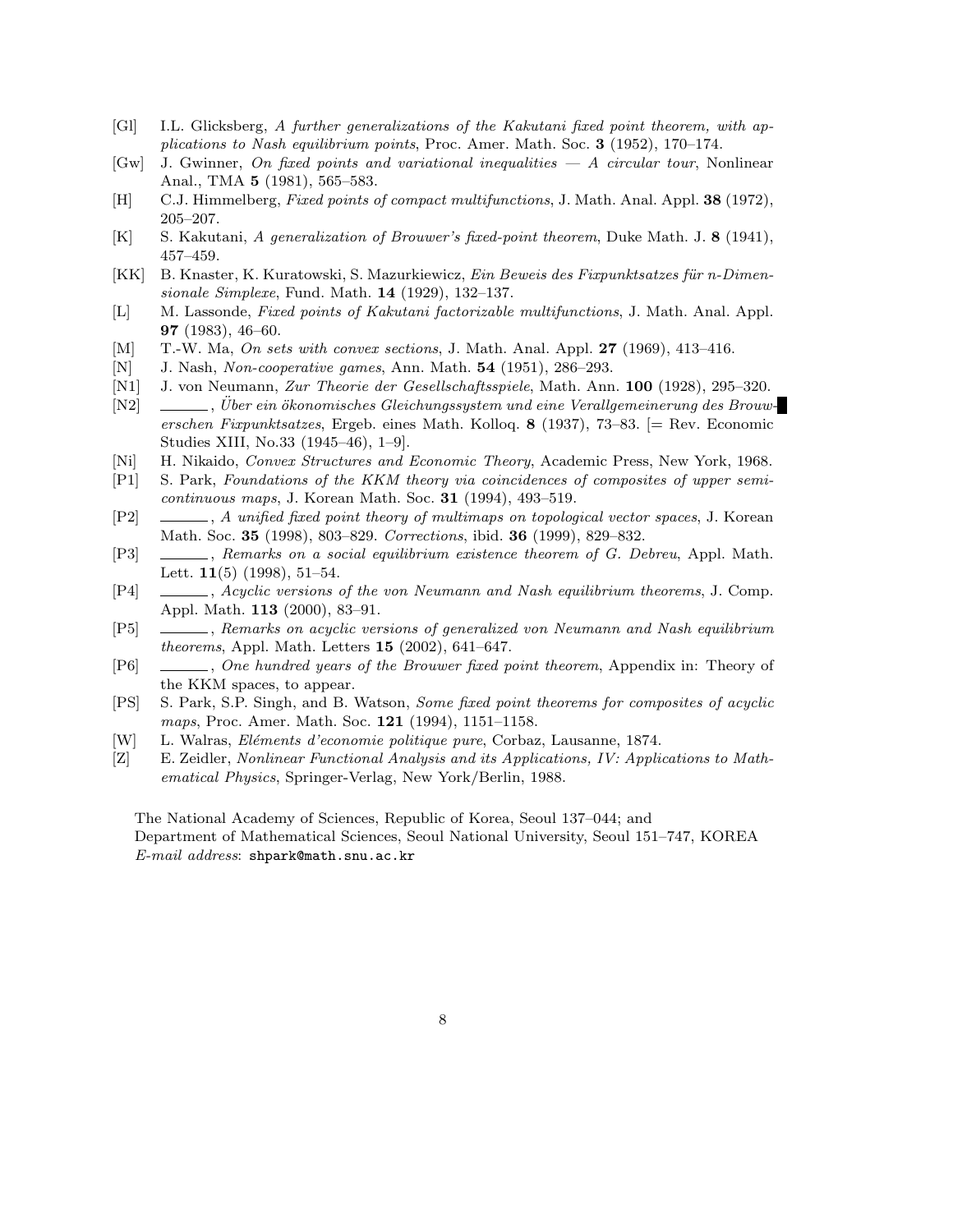[Gl] I.L. Glicksberg, *A further generalizations of the Kakutani fixed point theorem, with applications to Nash equilibrium points*, Proc. Amer. Math. Soc. **3** (1952), 170–174.

[Gw] J. Gwinner, *On fixed points and variational inequalities — A circular tour*, Nonlinear Anal., TMA **5** (1981), 565–583.

[H] C.J. Himmelberg, *Fixed points of compact multifunctions*, J. Math. Anal. Appl. **38** (1972), 205–207.

[K] S. Kakutani, *A generalization of Brouwer's fixed-point theorem*, Duke Math. J. **8** (1941), 457–459.

[KK] B. Knaster, K. Kuratowski, S. Mazurkiewicz, *Ein Beweis des Fixpunktsatzes für n-Dimensionale Simplexe*, Fund. Math. **14** (1929), 132–137.

[L] M. Lassonde, *Fixed points of Kakutani factorizable multifunctions*, J. Math. Anal. Appl. **97** (1983), 46–60.

[M] T.-W. Ma, *On sets with convex sections*, J. Math. Anal. Appl. **27** (1969), 413–416.

[N] J. Nash, *Non-cooperative games*, Ann. Math. **54** (1951), 286–293.

[N1] J. von Neumann, *Zur Theorie der Gesellschaftsspiele*, Math. Ann. **100** (1928), 295–320.

[N2] ______, *Über ein ökonomisches Gleichungssystem und eine Verallgemeinerung des Brouwerschen Fixpunktsatzes*, Ergeb. eines Math. Kolloq. **8** (1937), 73–83. [= Rev. Economic Studies XIII, No.33 (1945–46), 1–9].

[Ni] H. Nikaido, *Convex Structures and Economic Theory*, Academic Press, New York, 1968.

[P1] S. Park, *Foundations of the KKM theory via coincidences of composites of upper semicontinuous maps*, J. Korean Math. Soc. **31** (1994), 493–519.

[P2] ______, *A unified fixed point theory of multimaps on topological vector spaces*, J. Korean Math. Soc. **35** (1998), 803–829. *Corrections*, ibid. **36** (1999), 829–832.

[P3] ______, *Remarks on a social equilibrium existence theorem of G. Debreu*, Appl. Math. Lett. **11**(5) (1998), 51–54.

[P4] ______, *Acyclic versions of the von Neumann and Nash equilibrium theorems*, J. Comp. Appl. Math. **113** (2000), 83–91.

[P5] ______, *Remarks on acyclic versions of generalized von Neumann and Nash equilibrium theorems*, Appl. Math. Letters **15** (2002), 641–647.

[P6] ______, *One hundred years of the Brouwer fixed point theorem*, Appendix in: Theory of the KKM spaces, to appear.

[PS] S. Park, S.P. Singh, and B. Watson, *Some fixed point theorems for composites of acyclic maps*, Proc. Amer. Math. Soc. **121** (1994), 1151–1158.

[W] L. Walras, *Eléments d'economie politique pure*, Corbaz, Lausanne, 1874.

[Z] E. Zeidler, *Nonlinear Functional Analysis and its Applications, IV: Applications to Mathematical Physics*, Springer-Verlag, New York/Berlin, 1988.

The National Academy of Sciences, Republic of Korea, Seoul 137–044; and
Department of Mathematical Sciences, Seoul National University, Seoul 151–747, KOREA
*E-mail address*: shpark@math.snu.ac.kr